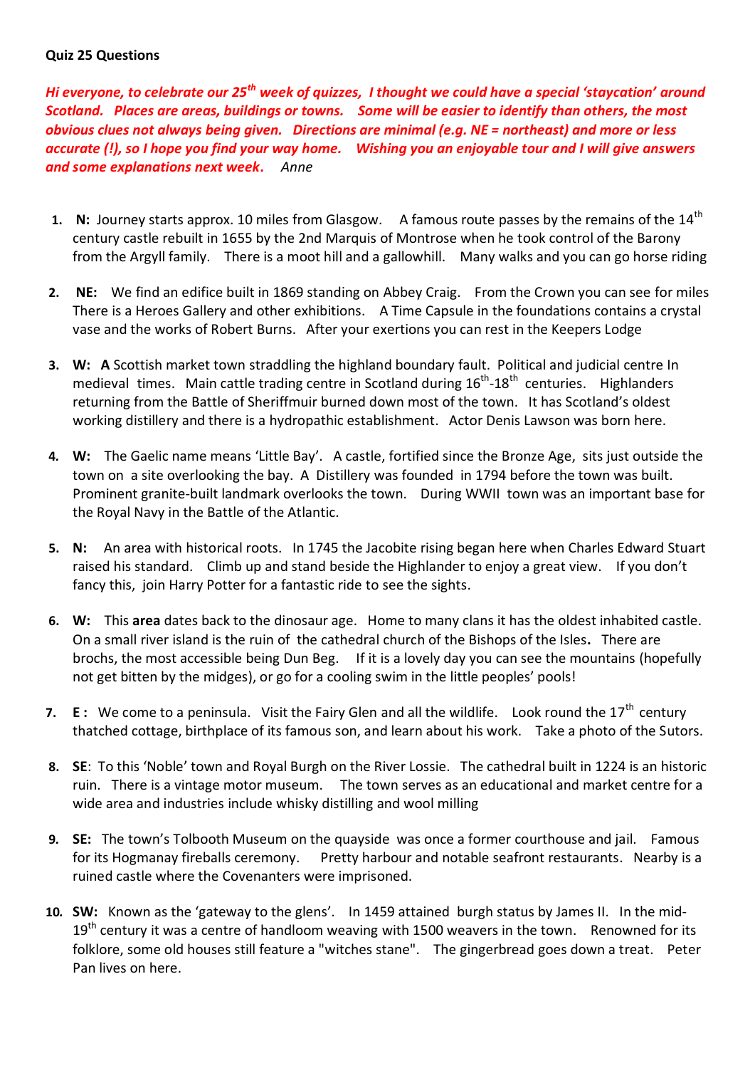**Quiz 25 Questions**

***Hi everyone, to celebrate our 25th week of quizzes, I thought we could have a special 'staycation' around Scotland. Places are areas, buildings or towns. Some will be easier to identify than others, the most obvious clues not always being given. Directions are minimal (e.g. NE = northeast) and more or less accurate (!), so I hope you find your way home. Wishing you an enjoyable tour and I will give answers and some explanations next week.*** *Anne*

1. **N:** Journey starts approx. 10 miles from Glasgow. A famous route passes by the remains of the 14th century castle rebuilt in 1655 by the 2nd Marquis of Montrose when he took control of the Barony from the Argyll family. There is a moot hill and a gallowhill. Many walks and you can go horse riding

2. **NE:** We find an edifice built in 1869 standing on Abbey Craig. From the Crown you can see for miles There is a Heroes Gallery and other exhibitions. A Time Capsule in the foundations contains a crystal vase and the works of Robert Burns. After your exertions you can rest in the Keepers Lodge

3. **W: A** Scottish market town straddling the highland boundary fault. Political and judicial centre In medieval times. Main cattle trading centre in Scotland during 16th-18th centuries. Highlanders returning from the Battle of Sheriffmuir burned down most of the town. It has Scotland's oldest working distillery and there is a hydropathic establishment. Actor Denis Lawson was born here.

4. **W:** The Gaelic name means 'Little Bay'. A castle, fortified since the Bronze Age, sits just outside the town on a site overlooking the bay. A Distillery was founded in 1794 before the town was built. Prominent granite-built landmark overlooks the town. During WWII town was an important base for the Royal Navy in the Battle of the Atlantic.

5. **N:** An area with historical roots. In 1745 the Jacobite rising began here when Charles Edward Stuart raised his standard. Climb up and stand beside the Highlander to enjoy a great view. If you don't fancy this, join Harry Potter for a fantastic ride to see the sights.

6. **W:** This **area** dates back to the dinosaur age. Home to many clans it has the oldest inhabited castle. On a small river island is the ruin of the cathedral church of the Bishops of the Isles**.** There are brochs, the most accessible being Dun Beg. If it is a lovely day you can see the mountains (hopefully not get bitten by the midges), or go for a cooling swim in the little peoples' pools!

7. **E :** We come to a peninsula. Visit the Fairy Glen and all the wildlife. Look round the 17th century thatched cottage, birthplace of its famous son, and learn about his work. Take a photo of the Sutors.

8. **SE**: To this 'Noble' town and Royal Burgh on the River Lossie. The cathedral built in 1224 is an historic ruin. There is a vintage motor museum. The town serves as an educational and market centre for a wide area and industries include whisky distilling and wool milling

9. **SE:** The town's Tolbooth Museum on the quayside was once a former courthouse and jail. Famous for its Hogmanay fireballs ceremony. Pretty harbour and notable seafront restaurants. Nearby is a ruined castle where the Covenanters were imprisoned.

10. **SW:** Known as the 'gateway to the glens'. In 1459 attained burgh status by James II. In the mid-19th century it was a centre of handloom weaving with 1500 weavers in the town. Renowned for its folklore, some old houses still feature a "witches stane". The gingerbread goes down a treat. Peter Pan lives on here.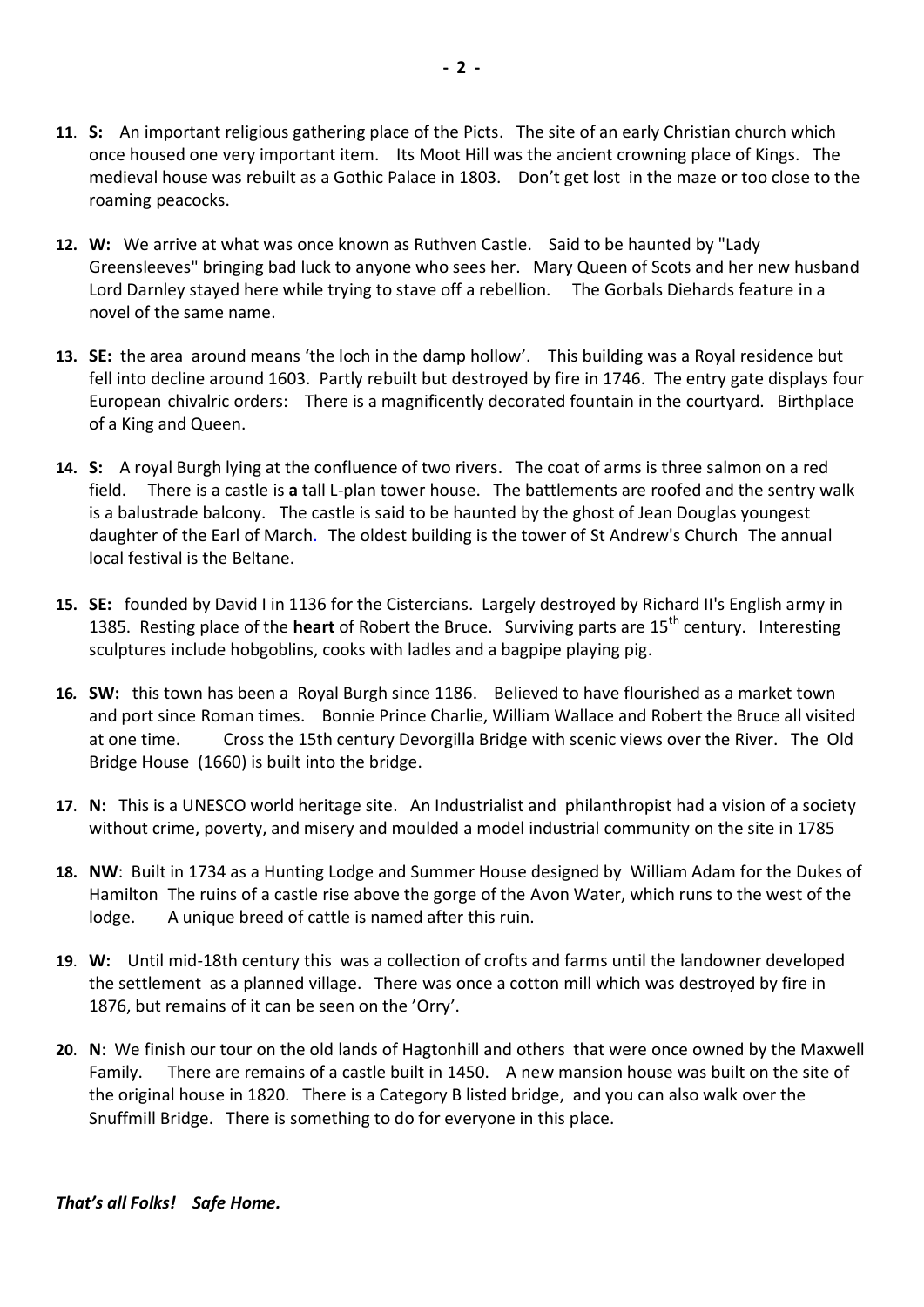11. **S:** An important religious gathering place of the Picts. The site of an early Christian church which once housed one very important item. Its Moot Hill was the ancient crowning place of Kings. The medieval house was rebuilt as a Gothic Palace in 1803. Don't get lost in the maze or too close to the roaming peacocks.

12. **W:** We arrive at what was once known as Ruthven Castle. Said to be haunted by "Lady Greensleeves" bringing bad luck to anyone who sees her. Mary Queen of Scots and her new husband Lord Darnley stayed here while trying to stave off a rebellion. The Gorbals Diehards feature in a novel of the same name.

13. **SE:** the area around means 'the loch in the damp hollow'. This building was a Royal residence but fell into decline around 1603. Partly rebuilt but destroyed by fire in 1746. The entry gate displays four European chivalric orders: There is a magnificently decorated fountain in the courtyard. Birthplace of a King and Queen.

14. **S:** A royal Burgh lying at the confluence of two rivers. The coat of arms is three salmon on a red field. There is a castle is **a** tall L-plan tower house. The battlements are roofed and the sentry walk is a balustrade balcony. The castle is said to be haunted by the ghost of Jean Douglas youngest daughter of the Earl of March. The oldest building is the tower of St Andrew's Church The annual local festival is the Beltane.

15. **SE:** founded by David I in 1136 for the Cistercians. Largely destroyed by Richard II's English army in 1385. Resting place of the **heart** of Robert the Bruce. Surviving parts are 15th century. Interesting sculptures include hobgoblins, cooks with ladles and a bagpipe playing pig.

16. **SW:** this town has been a Royal Burgh since 1186. Believed to have flourished as a market town and port since Roman times. Bonnie Prince Charlie, William Wallace and Robert the Bruce all visited at one time. Cross the 15th century Devorgilla Bridge with scenic views over the River. The Old Bridge House (1660) is built into the bridge.

17. **N:** This is a UNESCO world heritage site. An Industrialist and philanthropist had a vision of a society without crime, poverty, and misery and moulded a model industrial community on the site in 1785

18. **NW**: Built in 1734 as a Hunting Lodge and Summer House designed by William Adam for the Dukes of Hamilton The ruins of a castle rise above the gorge of the Avon Water, which runs to the west of the lodge. A unique breed of cattle is named after this ruin.

19. **W:** Until mid-18th century this was a collection of crofts and farms until the landowner developed the settlement as a planned village. There was once a cotton mill which was destroyed by fire in 1876, but remains of it can be seen on the 'Orry'.

20. **N**: We finish our tour on the old lands of Hagtonhill and others that were once owned by the Maxwell Family. There are remains of a castle built in 1450. A new mansion house was built on the site of the original house in 1820. There is a Category B listed bridge, and you can also walk over the Snuffmill Bridge. There is something to do for everyone in this place.

***That's all Folks! Safe Home.***